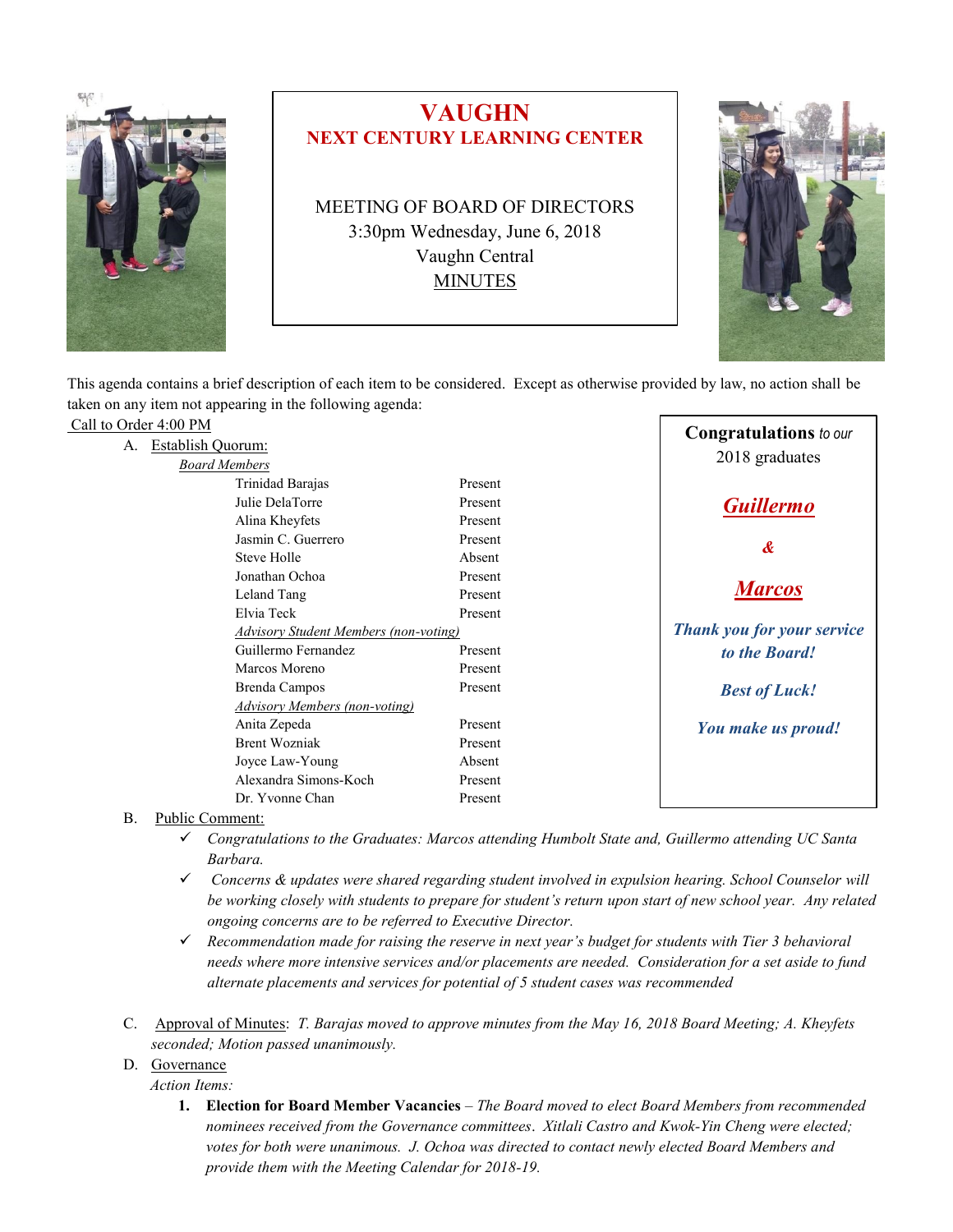# VAUGHN

## NEXT CENTURY LEARNING CENTER

MEETING OF BOARD OF DIRECTORS
3:30pm Wednesday, June 6, 2018
Vaughn Central
MINUTES

**Congratulations** *to our* 2018 graduates

***Guillermo***

***&***

***Marcos***

***Thank you for your service to the Board!***

***Best of Luck!***

***You make us proud!***

This agenda contains a brief description of each item to be considered. Except as otherwise provided by law, no action shall be taken on any item not appearing in the following agenda:

Call to Order 4:00 PM

A. Establish Quorum:

*Board Members*

| Name | Status |
|---|---|
| Trinidad Barajas | Present |
| Julie DelaTorre | Present |
| Alina Kheyfets | Present |
| Jasmin C. Guerrero | Present |
| Steve Holle | Absent |
| Jonathan Ochoa | Present |
| Leland Tang | Present |
| Elvia Teck | Present |
| *Advisory Student Members (non-voting)* | |
| Guillermo Fernandez | Present |
| Marcos Moreno | Present |
| Brenda Campos | Present |
| *Advisory Members (non-voting)* | |
| Anita Zepeda | Present |
| Brent Wozniak | Present |
| Joyce Law-Young | Absent |
| Alexandra Simons-Koch | Present |
| Dr. Yvonne Chan | Present |

B. Public Comment:

- ✓ *Congratulations to the Graduates: Marcos attending Humbolt State and, Guillermo attending UC Santa Barbara.*
- ✓ *Concerns & updates were shared regarding student involved in expulsion hearing. School Counselor will be working closely with students to prepare for student's return upon start of new school year. Any related ongoing concerns are to be referred to Executive Director.*
- ✓ *Recommendation made for raising the reserve in next year's budget for students with Tier 3 behavioral needs where more intensive services and/or placements are needed. Consideration for a set aside to fund alternate placements and services for potential of 5 student cases was recommended*

C. Approval of Minutes: *T. Barajas moved to approve minutes from the May 16, 2018 Board Meeting; A. Kheyfets seconded; Motion passed unanimously.*

D. Governance

*Action Items:*

1. **Election for Board Member Vacancies** – *The Board moved to elect Board Members from recommended nominees received from the Governance committees. Xitlali Castro and Kwok-Yin Cheng were elected; votes for both were unanimous. J. Ochoa was directed to contact newly elected Board Members and provide them with the Meeting Calendar for 2018-19.*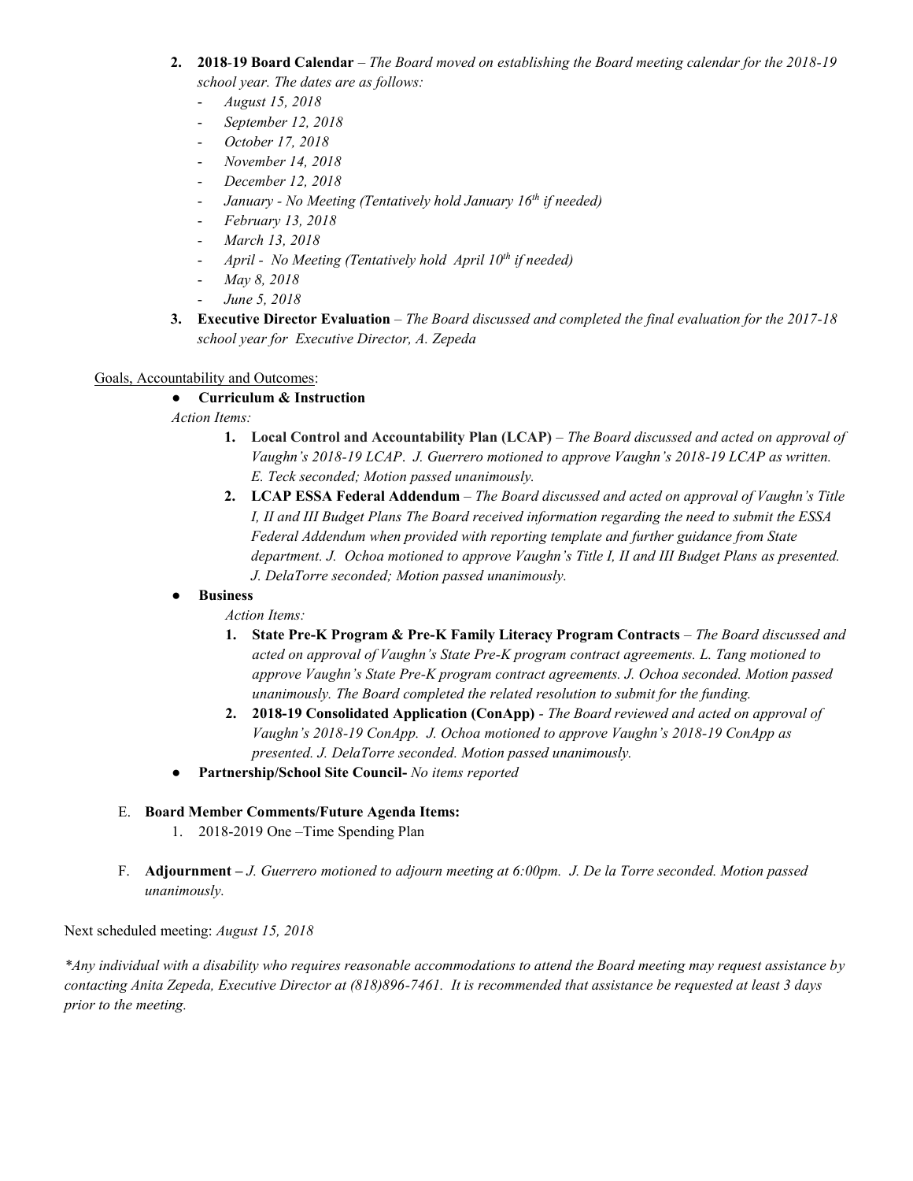2. **2018-19 Board Calendar** – *The Board moved on establishing the Board meeting calendar for the 2018-19 school year. The dates are as follows:*
   - *August 15, 2018*
   - *September 12, 2018*
   - *October 17, 2018*
   - *November 14, 2018*
   - *December 12, 2018*
   - *January - No Meeting (Tentatively hold January 16th if needed)*
   - *February 13, 2018*
   - *March 13, 2018*
   - *April - No Meeting (Tentatively hold April 10th if needed)*
   - *May 8, 2018*
   - *June 5, 2018*
3. **Executive Director Evaluation** – *The Board discussed and completed the final evaluation for the 2017-18 school year for Executive Director, A. Zepeda*

Goals, Accountability and Outcomes:

- **Curriculum & Instruction**

*Action Items:*

1. **Local Control and Accountability Plan (LCAP)** – *The Board discussed and acted on approval of Vaughn's 2018-19 LCAP. J. Guerrero motioned to approve Vaughn's 2018-19 LCAP as written. E. Teck seconded; Motion passed unanimously.*
2. **LCAP ESSA Federal Addendum** – *The Board discussed and acted on approval of Vaughn's Title I, II and III Budget Plans The Board received information regarding the need to submit the ESSA Federal Addendum when provided with reporting template and further guidance from State department. J. Ochoa motioned to approve Vaughn's Title I, II and III Budget Plans as presented. J. DelaTorre seconded; Motion passed unanimously.*

- **Business**

*Action Items:*

1. **State Pre-K Program & Pre-K Family Literacy Program Contracts** – *The Board discussed and acted on approval of Vaughn's State Pre-K program contract agreements. L. Tang motioned to approve Vaughn's State Pre-K program contract agreements. J. Ochoa seconded. Motion passed unanimously. The Board completed the related resolution to submit for the funding.*
2. **2018-19 Consolidated Application (ConApp)** - *The Board reviewed and acted on approval of Vaughn's 2018-19 ConApp. J. Ochoa motioned to approve Vaughn's 2018-19 ConApp as presented. J. DelaTorre seconded. Motion passed unanimously.*

- **Partnership/School Site Council-** *No items reported*

E. **Board Member Comments/Future Agenda Items:**
   1. 2018-2019 One –Time Spending Plan

F. **Adjournment –** *J. Guerrero motioned to adjourn meeting at 6:00pm. J. De la Torre seconded. Motion passed unanimously.*

Next scheduled meeting: *August 15, 2018*

**Any individual with a disability who requires reasonable accommodations to attend the Board meeting may request assistance by contacting Anita Zepeda, Executive Director at (818)896-7461. It is recommended that assistance be requested at least 3 days prior to the meeting.*